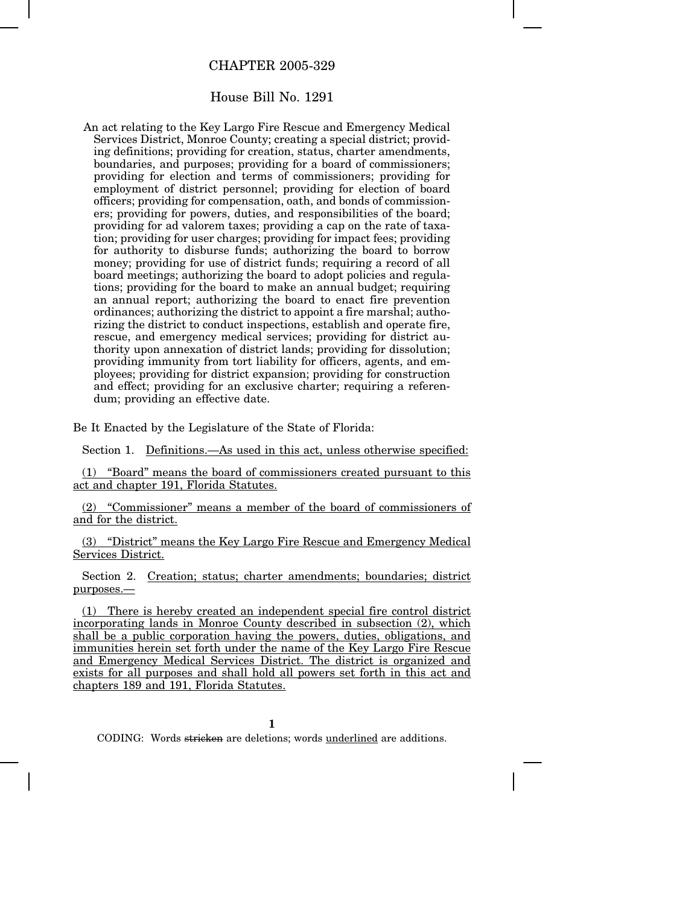# CHAPTER 2005-329

## House Bill No. 1291

An act relating to the Key Largo Fire Rescue and Emergency Medical Services District, Monroe County; creating a special district; providing definitions; providing for creation, status, charter amendments, boundaries, and purposes; providing for a board of commissioners; providing for election and terms of commissioners; providing for employment of district personnel; providing for election of board officers; providing for compensation, oath, and bonds of commissioners; providing for powers, duties, and responsibilities of the board; providing for ad valorem taxes; providing a cap on the rate of taxation; providing for user charges; providing for impact fees; providing for authority to disburse funds; authorizing the board to borrow money; providing for use of district funds; requiring a record of all board meetings; authorizing the board to adopt policies and regulations; providing for the board to make an annual budget; requiring an annual report; authorizing the board to enact fire prevention ordinances; authorizing the district to appoint a fire marshal; authorizing the district to conduct inspections, establish and operate fire, rescue, and emergency medical services; providing for district authority upon annexation of district lands; providing for dissolution; providing immunity from tort liability for officers, agents, and employees; providing for district expansion; providing for construction and effect; providing for an exclusive charter; requiring a referendum; providing an effective date.

Be It Enacted by the Legislature of the State of Florida:

Section 1. Definitions.—As used in this act, unless otherwise specified:

(1) "Board" means the board of commissioners created pursuant to this act and chapter 191, Florida Statutes.

(2) "Commissioner" means a member of the board of commissioners of and for the district.

(3) "District" means the Key Largo Fire Rescue and Emergency Medical Services District.

Section 2. Creation; status; charter amendments; boundaries; district purposes.—

(1) There is hereby created an independent special fire control district incorporating lands in Monroe County described in subsection (2), which shall be a public corporation having the powers, duties, obligations, and immunities herein set forth under the name of the Key Largo Fire Rescue and Emergency Medical Services District. The district is organized and exists for all purposes and shall hold all powers set forth in this act and chapters 189 and 191, Florida Statutes.

CODING: Words ~~stricken~~ are deletions; words underlined are additions.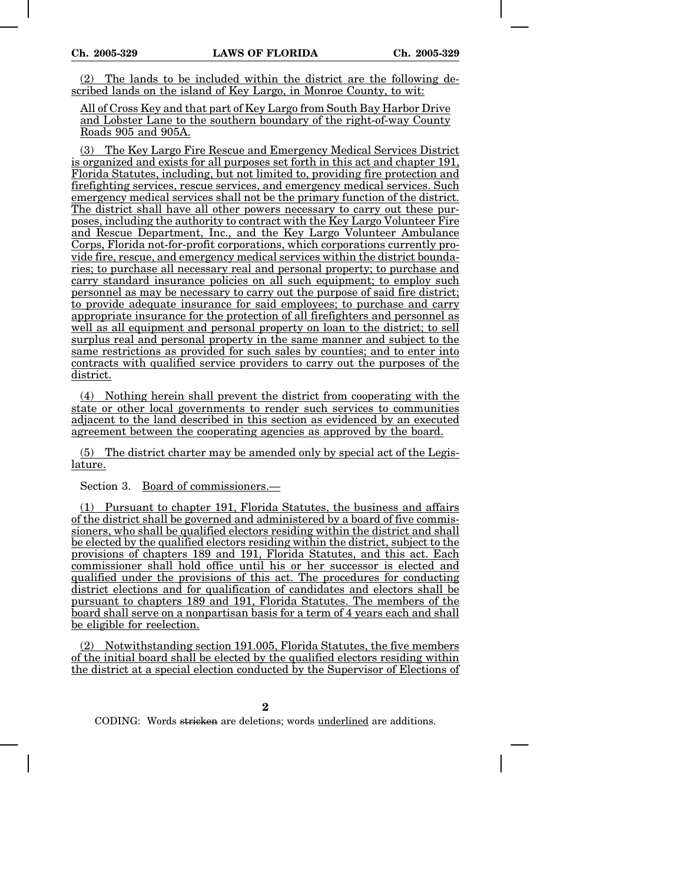(2) The lands to be included within the district are the following described lands on the island of Key Largo, in Monroe County, to wit:

All of Cross Key and that part of Key Largo from South Bay Harbor Drive and Lobster Lane to the southern boundary of the right-of-way County Roads 905 and 905A.

(3) The Key Largo Fire Rescue and Emergency Medical Services District is organized and exists for all purposes set forth in this act and chapter 191, Florida Statutes, including, but not limited to, providing fire protection and firefighting services, rescue services, and emergency medical services. Such emergency medical services shall not be the primary function of the district. The district shall have all other powers necessary to carry out these purposes, including the authority to contract with the Key Largo Volunteer Fire and Rescue Department, Inc., and the Key Largo Volunteer Ambulance Corps, Florida not-for-profit corporations, which corporations currently provide fire, rescue, and emergency medical services within the district boundaries; to purchase all necessary real and personal property; to purchase and carry standard insurance policies on all such equipment; to employ such personnel as may be necessary to carry out the purpose of said fire district; to provide adequate insurance for said employees; to purchase and carry appropriate insurance for the protection of all firefighters and personnel as well as all equipment and personal property on loan to the district; to sell surplus real and personal property in the same manner and subject to the same restrictions as provided for such sales by counties; and to enter into contracts with qualified service providers to carry out the purposes of the district.

(4) Nothing herein shall prevent the district from cooperating with the state or other local governments to render such services to communities adjacent to the land described in this section as evidenced by an executed agreement between the cooperating agencies as approved by the board.

(5) The district charter may be amended only by special act of the Legislature.

Section 3. Board of commissioners.—

(1) Pursuant to chapter 191, Florida Statutes, the business and affairs of the district shall be governed and administered by a board of five commissioners, who shall be qualified electors residing within the district and shall be elected by the qualified electors residing within the district, subject to the provisions of chapters 189 and 191, Florida Statutes, and this act. Each commissioner shall hold office until his or her successor is elected and qualified under the provisions of this act. The procedures for conducting district elections and for qualification of candidates and electors shall be pursuant to chapters 189 and 191, Florida Statutes. The members of the board shall serve on a nonpartisan basis for a term of 4 years each and shall be eligible for reelection.

(2) Notwithstanding section 191.005, Florida Statutes, the five members of the initial board shall be elected by the qualified electors residing within the district at a special election conducted by the Supervisor of Elections of

CODING: Words stricken are deletions; words underlined are additions.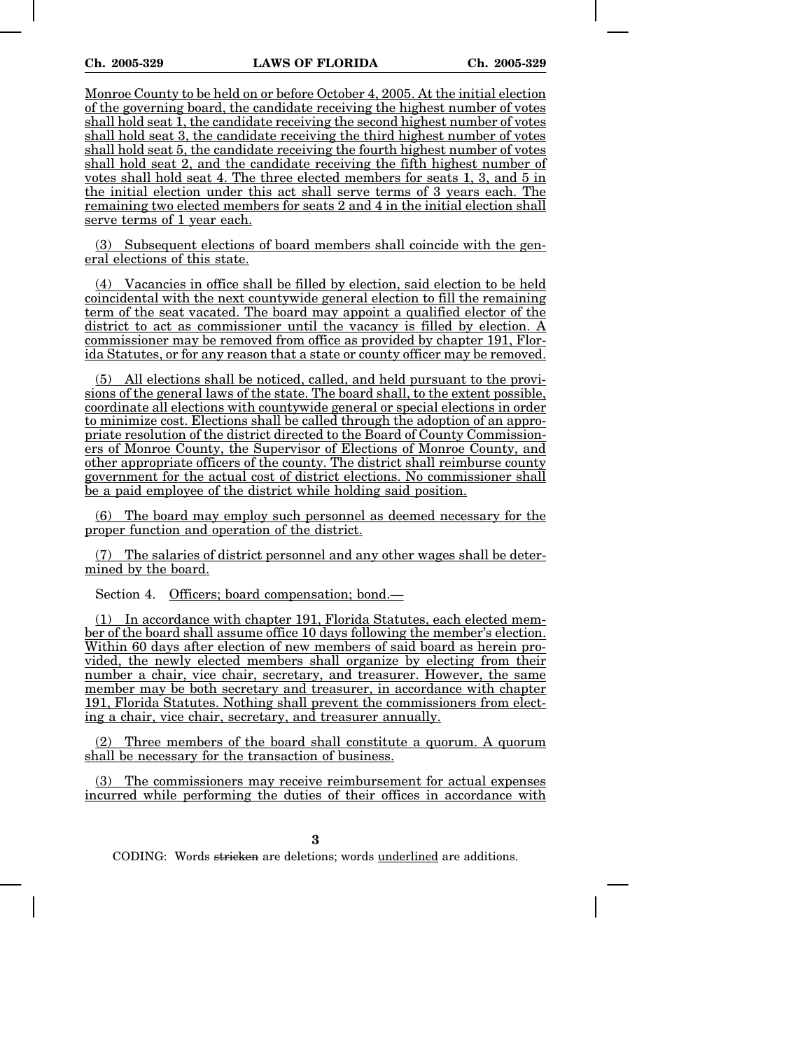Monroe County to be held on or before October 4, 2005. At the initial election of the governing board, the candidate receiving the highest number of votes shall hold seat 1, the candidate receiving the second highest number of votes shall hold seat 3, the candidate receiving the third highest number of votes shall hold seat 5, the candidate receiving the fourth highest number of votes shall hold seat 2, and the candidate receiving the fifth highest number of votes shall hold seat 4. The three elected members for seats 1, 3, and 5 in the initial election under this act shall serve terms of 3 years each. The remaining two elected members for seats 2 and 4 in the initial election shall serve terms of 1 year each.

(3) Subsequent elections of board members shall coincide with the general elections of this state.

(4) Vacancies in office shall be filled by election, said election to be held coincidental with the next countywide general election to fill the remaining term of the seat vacated. The board may appoint a qualified elector of the district to act as commissioner until the vacancy is filled by election. A commissioner may be removed from office as provided by chapter 191, Florida Statutes, or for any reason that a state or county officer may be removed.

(5) All elections shall be noticed, called, and held pursuant to the provisions of the general laws of the state. The board shall, to the extent possible, coordinate all elections with countywide general or special elections in order to minimize cost. Elections shall be called through the adoption of an appropriate resolution of the district directed to the Board of County Commissioners of Monroe County, the Supervisor of Elections of Monroe County, and other appropriate officers of the county. The district shall reimburse county government for the actual cost of district elections. No commissioner shall be a paid employee of the district while holding said position.

(6) The board may employ such personnel as deemed necessary for the proper function and operation of the district.

(7) The salaries of district personnel and any other wages shall be determined by the board.

Section 4. Officers; board compensation; bond.—

(1) In accordance with chapter 191, Florida Statutes, each elected member of the board shall assume office 10 days following the member's election. Within 60 days after election of new members of said board as herein provided, the newly elected members shall organize by electing from their number a chair, vice chair, secretary, and treasurer. However, the same member may be both secretary and treasurer, in accordance with chapter 191, Florida Statutes. Nothing shall prevent the commissioners from electing a chair, vice chair, secretary, and treasurer annually.

(2) Three members of the board shall constitute a quorum. A quorum shall be necessary for the transaction of business.

(3) The commissioners may receive reimbursement for actual expenses incurred while performing the duties of their offices in accordance with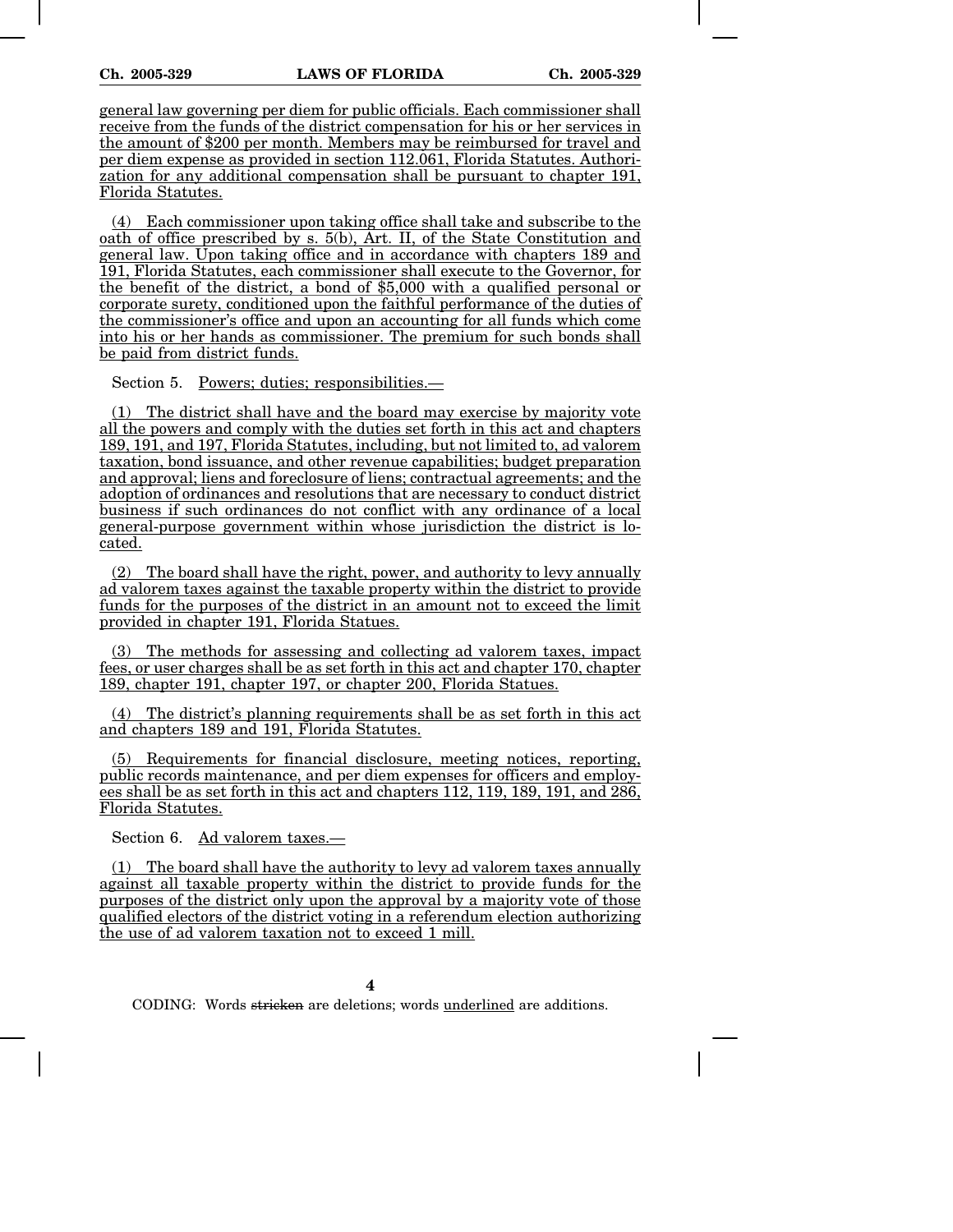general law governing per diem for public officials. Each commissioner shall receive from the funds of the district compensation for his or her services in the amount of $200 per month. Members may be reimbursed for travel and per diem expense as provided in section 112.061, Florida Statutes. Authorization for any additional compensation shall be pursuant to chapter 191, Florida Statutes.

(4) Each commissioner upon taking office shall take and subscribe to the oath of office prescribed by s. 5(b), Art. II, of the State Constitution and general law. Upon taking office and in accordance with chapters 189 and 191, Florida Statutes, each commissioner shall execute to the Governor, for the benefit of the district, a bond of $5,000 with a qualified personal or corporate surety, conditioned upon the faithful performance of the duties of the commissioner's office and upon an accounting for all funds which come into his or her hands as commissioner. The premium for such bonds shall be paid from district funds.

Section 5. Powers; duties; responsibilities.—

(1) The district shall have and the board may exercise by majority vote all the powers and comply with the duties set forth in this act and chapters 189, 191, and 197, Florida Statutes, including, but not limited to, ad valorem taxation, bond issuance, and other revenue capabilities; budget preparation and approval; liens and foreclosure of liens; contractual agreements; and the adoption of ordinances and resolutions that are necessary to conduct district business if such ordinances do not conflict with any ordinance of a local general-purpose government within whose jurisdiction the district is located.

(2) The board shall have the right, power, and authority to levy annually ad valorem taxes against the taxable property within the district to provide funds for the purposes of the district in an amount not to exceed the limit provided in chapter 191, Florida Statues.

(3) The methods for assessing and collecting ad valorem taxes, impact fees, or user charges shall be as set forth in this act and chapter 170, chapter 189, chapter 191, chapter 197, or chapter 200, Florida Statues.

(4) The district's planning requirements shall be as set forth in this act and chapters 189 and 191, Florida Statutes.

(5) Requirements for financial disclosure, meeting notices, reporting, public records maintenance, and per diem expenses for officers and employees shall be as set forth in this act and chapters 112, 119, 189, 191, and 286, Florida Statutes.

Section 6. Ad valorem taxes.—

(1) The board shall have the authority to levy ad valorem taxes annually against all taxable property within the district to provide funds for the purposes of the district only upon the approval by a majority vote of those qualified electors of the district voting in a referendum election authorizing the use of ad valorem taxation not to exceed 1 mill.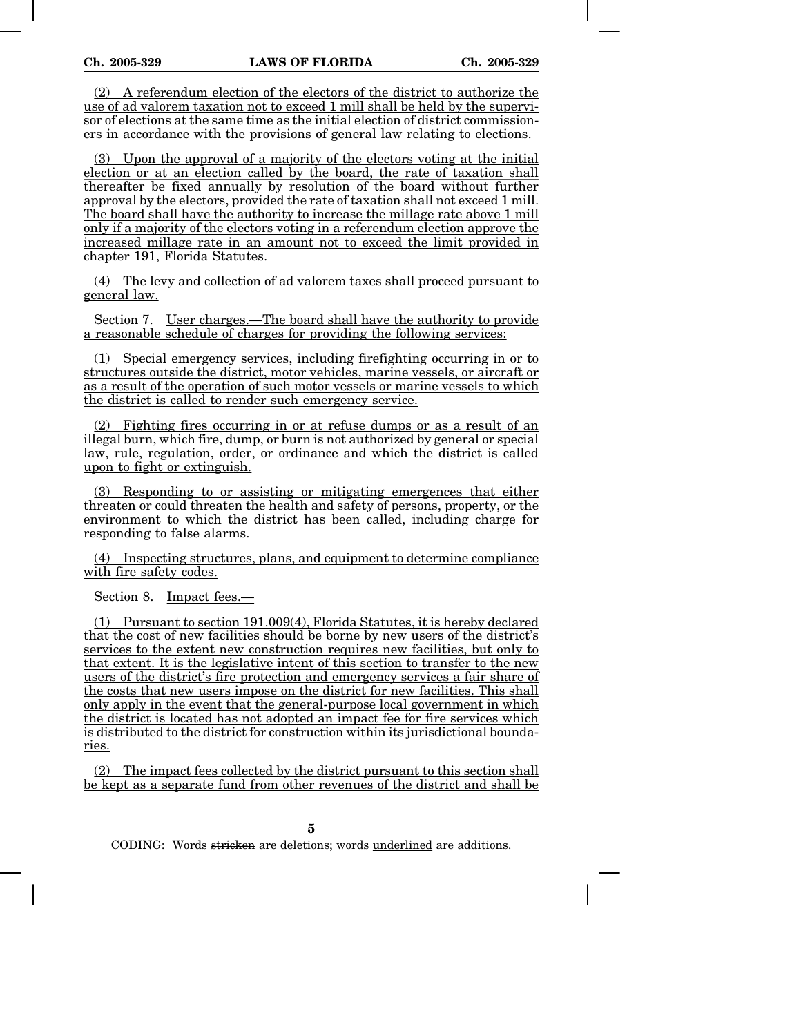(2) A referendum election of the electors of the district to authorize the use of ad valorem taxation not to exceed 1 mill shall be held by the supervisor of elections at the same time as the initial election of district commissioners in accordance with the provisions of general law relating to elections.

(3) Upon the approval of a majority of the electors voting at the initial election or at an election called by the board, the rate of taxation shall thereafter be fixed annually by resolution of the board without further approval by the electors, provided the rate of taxation shall not exceed 1 mill. The board shall have the authority to increase the millage rate above 1 mill only if a majority of the electors voting in a referendum election approve the increased millage rate in an amount not to exceed the limit provided in chapter 191, Florida Statutes.

(4) The levy and collection of ad valorem taxes shall proceed pursuant to general law.

Section 7. User charges.—The board shall have the authority to provide a reasonable schedule of charges for providing the following services:

(1) Special emergency services, including firefighting occurring in or to structures outside the district, motor vehicles, marine vessels, or aircraft or as a result of the operation of such motor vessels or marine vessels to which the district is called to render such emergency service.

(2) Fighting fires occurring in or at refuse dumps or as a result of an illegal burn, which fire, dump, or burn is not authorized by general or special law, rule, regulation, order, or ordinance and which the district is called upon to fight or extinguish.

(3) Responding to or assisting or mitigating emergences that either threaten or could threaten the health and safety of persons, property, or the environment to which the district has been called, including charge for responding to false alarms.

(4) Inspecting structures, plans, and equipment to determine compliance with fire safety codes.

Section 8. Impact fees.—

(1) Pursuant to section 191.009(4), Florida Statutes, it is hereby declared that the cost of new facilities should be borne by new users of the district's services to the extent new construction requires new facilities, but only to that extent. It is the legislative intent of this section to transfer to the new users of the district's fire protection and emergency services a fair share of the costs that new users impose on the district for new facilities. This shall only apply in the event that the general-purpose local government in which the district is located has not adopted an impact fee for fire services which is distributed to the district for construction within its jurisdictional boundaries.

(2) The impact fees collected by the district pursuant to this section shall be kept as a separate fund from other revenues of the district and shall be

CODING: Words stricken are deletions; words underlined are additions.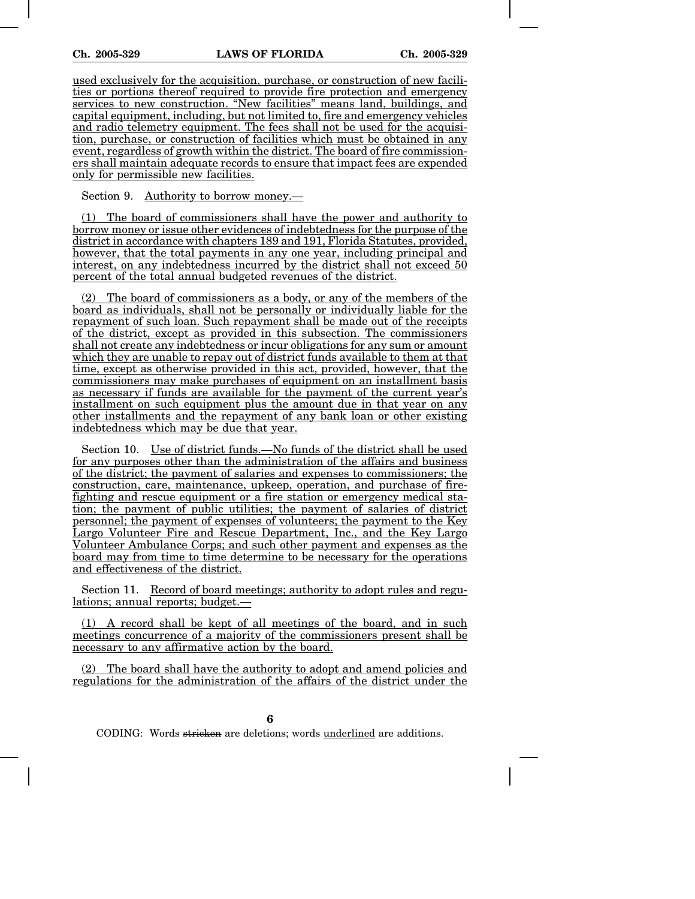used exclusively for the acquisition, purchase, or construction of new facilities or portions thereof required to provide fire protection and emergency services to new construction. "New facilities" means land, buildings, and capital equipment, including, but not limited to, fire and emergency vehicles and radio telemetry equipment. The fees shall not be used for the acquisition, purchase, or construction of facilities which must be obtained in any event, regardless of growth within the district. The board of fire commissioners shall maintain adequate records to ensure that impact fees are expended only for permissible new facilities.

Section 9. Authority to borrow money.—

(1) The board of commissioners shall have the power and authority to borrow money or issue other evidences of indebtedness for the purpose of the district in accordance with chapters 189 and 191, Florida Statutes, provided, however, that the total payments in any one year, including principal and interest, on any indebtedness incurred by the district shall not exceed 50 percent of the total annual budgeted revenues of the district.

(2) The board of commissioners as a body, or any of the members of the board as individuals, shall not be personally or individually liable for the repayment of such loan. Such repayment shall be made out of the receipts of the district, except as provided in this subsection. The commissioners shall not create any indebtedness or incur obligations for any sum or amount which they are unable to repay out of district funds available to them at that time, except as otherwise provided in this act, provided, however, that the commissioners may make purchases of equipment on an installment basis as necessary if funds are available for the payment of the current year's installment on such equipment plus the amount due in that year on any other installments and the repayment of any bank loan or other existing indebtedness which may be due that year.

Section 10. Use of district funds.—No funds of the district shall be used for any purposes other than the administration of the affairs and business of the district; the payment of salaries and expenses to commissioners; the construction, care, maintenance, upkeep, operation, and purchase of firefighting and rescue equipment or a fire station or emergency medical station; the payment of public utilities; the payment of salaries of district personnel; the payment of expenses of volunteers; the payment to the Key Largo Volunteer Fire and Rescue Department, Inc., and the Key Largo Volunteer Ambulance Corps; and such other payment and expenses as the board may from time to time determine to be necessary for the operations and effectiveness of the district.

Section 11. Record of board meetings; authority to adopt rules and regulations; annual reports; budget.—

(1) A record shall be kept of all meetings of the board, and in such meetings concurrence of a majority of the commissioners present shall be necessary to any affirmative action by the board.

(2) The board shall have the authority to adopt and amend policies and regulations for the administration of the affairs of the district under the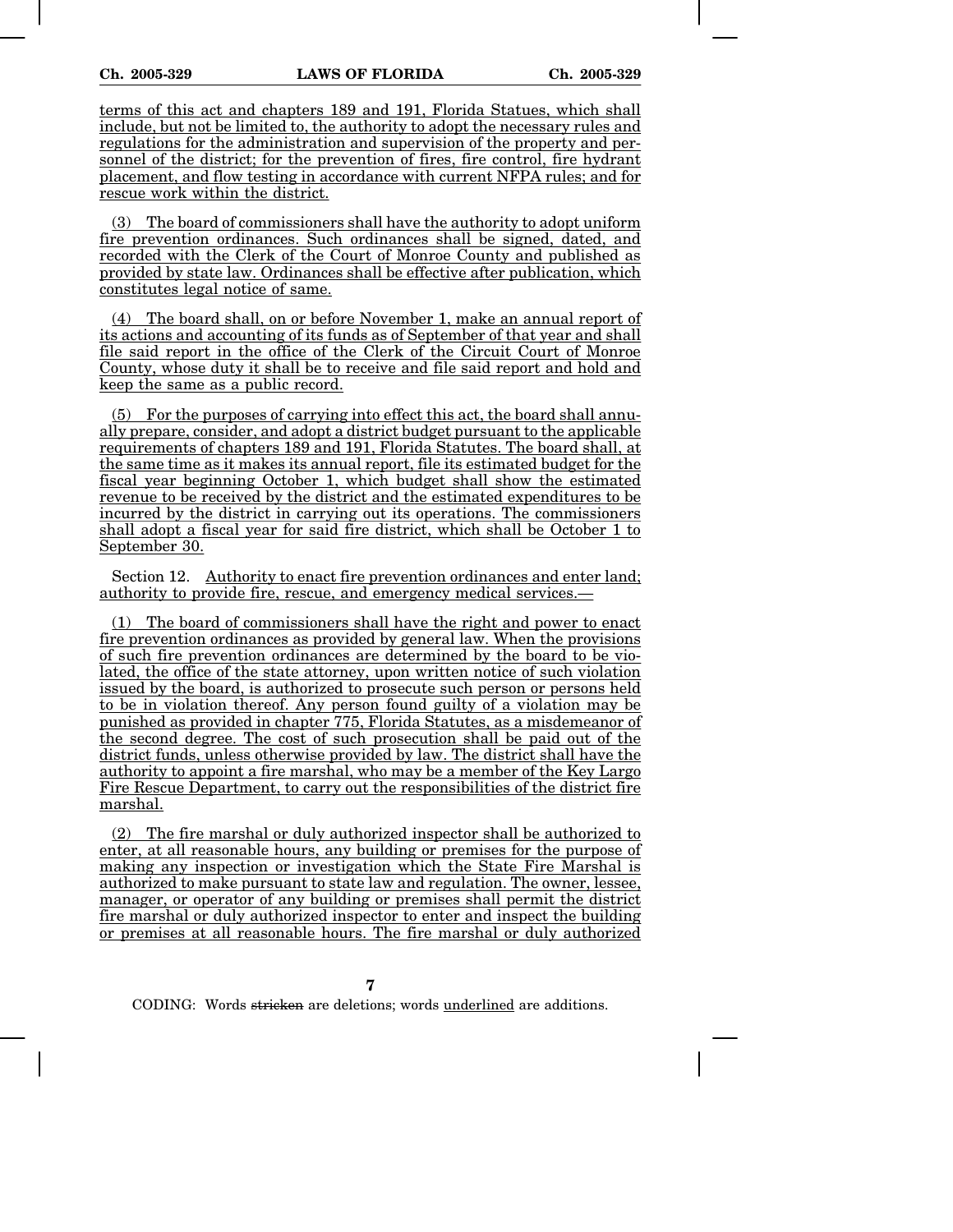terms of this act and chapters 189 and 191, Florida Statues, which shall include, but not be limited to, the authority to adopt the necessary rules and regulations for the administration and supervision of the property and personnel of the district; for the prevention of fires, fire control, fire hydrant placement, and flow testing in accordance with current NFPA rules; and for rescue work within the district.

(3) The board of commissioners shall have the authority to adopt uniform fire prevention ordinances. Such ordinances shall be signed, dated, and recorded with the Clerk of the Court of Monroe County and published as provided by state law. Ordinances shall be effective after publication, which constitutes legal notice of same.

(4) The board shall, on or before November 1, make an annual report of its actions and accounting of its funds as of September of that year and shall file said report in the office of the Clerk of the Circuit Court of Monroe County, whose duty it shall be to receive and file said report and hold and keep the same as a public record.

(5) For the purposes of carrying into effect this act, the board shall annually prepare, consider, and adopt a district budget pursuant to the applicable requirements of chapters 189 and 191, Florida Statutes. The board shall, at the same time as it makes its annual report, file its estimated budget for the fiscal year beginning October 1, which budget shall show the estimated revenue to be received by the district and the estimated expenditures to be incurred by the district in carrying out its operations. The commissioners shall adopt a fiscal year for said fire district, which shall be October 1 to September 30.

Section 12. Authority to enact fire prevention ordinances and enter land; authority to provide fire, rescue, and emergency medical services.—

(1) The board of commissioners shall have the right and power to enact fire prevention ordinances as provided by general law. When the provisions of such fire prevention ordinances are determined by the board to be violated, the office of the state attorney, upon written notice of such violation issued by the board, is authorized to prosecute such person or persons held to be in violation thereof. Any person found guilty of a violation may be punished as provided in chapter 775, Florida Statutes, as a misdemeanor of the second degree. The cost of such prosecution shall be paid out of the district funds, unless otherwise provided by law. The district shall have the authority to appoint a fire marshal, who may be a member of the Key Largo Fire Rescue Department, to carry out the responsibilities of the district fire marshal.

(2) The fire marshal or duly authorized inspector shall be authorized to enter, at all reasonable hours, any building or premises for the purpose of making any inspection or investigation which the State Fire Marshal is authorized to make pursuant to state law and regulation. The owner, lessee, manager, or operator of any building or premises shall permit the district fire marshal or duly authorized inspector to enter and inspect the building or premises at all reasonable hours. The fire marshal or duly authorized

CODING: Words ~~stricken~~ are deletions; words underlined are additions.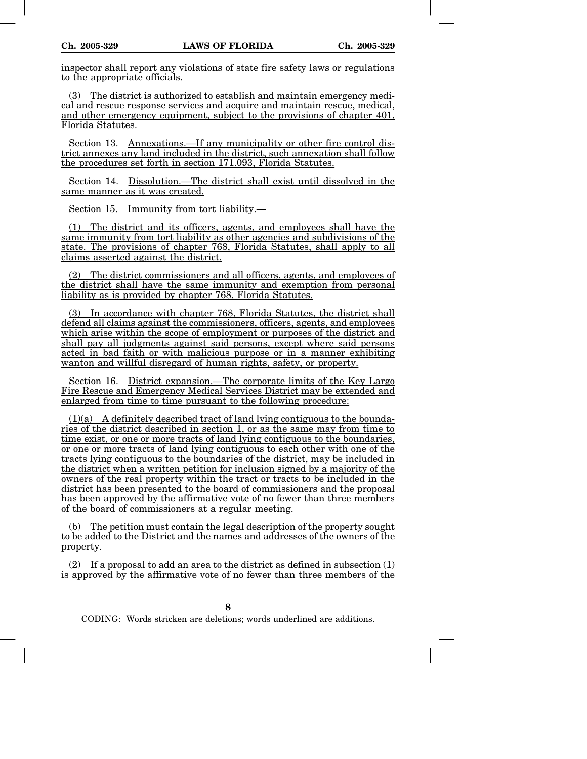inspector shall report any violations of state fire safety laws or regulations to the appropriate officials.

(3) The district is authorized to establish and maintain emergency medical and rescue response services and acquire and maintain rescue, medical, and other emergency equipment, subject to the provisions of chapter 401, Florida Statutes.

Section 13. Annexations.—If any municipality or other fire control district annexes any land included in the district, such annexation shall follow the procedures set forth in section 171.093, Florida Statutes.

Section 14. Dissolution.—The district shall exist until dissolved in the same manner as it was created.

Section 15. Immunity from tort liability.—

(1) The district and its officers, agents, and employees shall have the same immunity from tort liability as other agencies and subdivisions of the state. The provisions of chapter 768, Florida Statutes, shall apply to all claims asserted against the district.

(2) The district commissioners and all officers, agents, and employees of the district shall have the same immunity and exemption from personal liability as is provided by chapter 768, Florida Statutes.

(3) In accordance with chapter 768, Florida Statutes, the district shall defend all claims against the commissioners, officers, agents, and employees which arise within the scope of employment or purposes of the district and shall pay all judgments against said persons, except where said persons acted in bad faith or with malicious purpose or in a manner exhibiting wanton and willful disregard of human rights, safety, or property.

Section 16. District expansion.—The corporate limits of the Key Largo Fire Rescue and Emergency Medical Services District may be extended and enlarged from time to time pursuant to the following procedure:

(1)(a) A definitely described tract of land lying contiguous to the boundaries of the district described in section 1, or as the same may from time to time exist, or one or more tracts of land lying contiguous to the boundaries, or one or more tracts of land lying contiguous to each other with one of the tracts lying contiguous to the boundaries of the district, may be included in the district when a written petition for inclusion signed by a majority of the owners of the real property within the tract or tracts to be included in the district has been presented to the board of commissioners and the proposal has been approved by the affirmative vote of no fewer than three members of the board of commissioners at a regular meeting.

(b) The petition must contain the legal description of the property sought to be added to the District and the names and addresses of the owners of the property.

(2) If a proposal to add an area to the district as defined in subsection (1) is approved by the affirmative vote of no fewer than three members of the

CODING: Words stricken are deletions; words underlined are additions.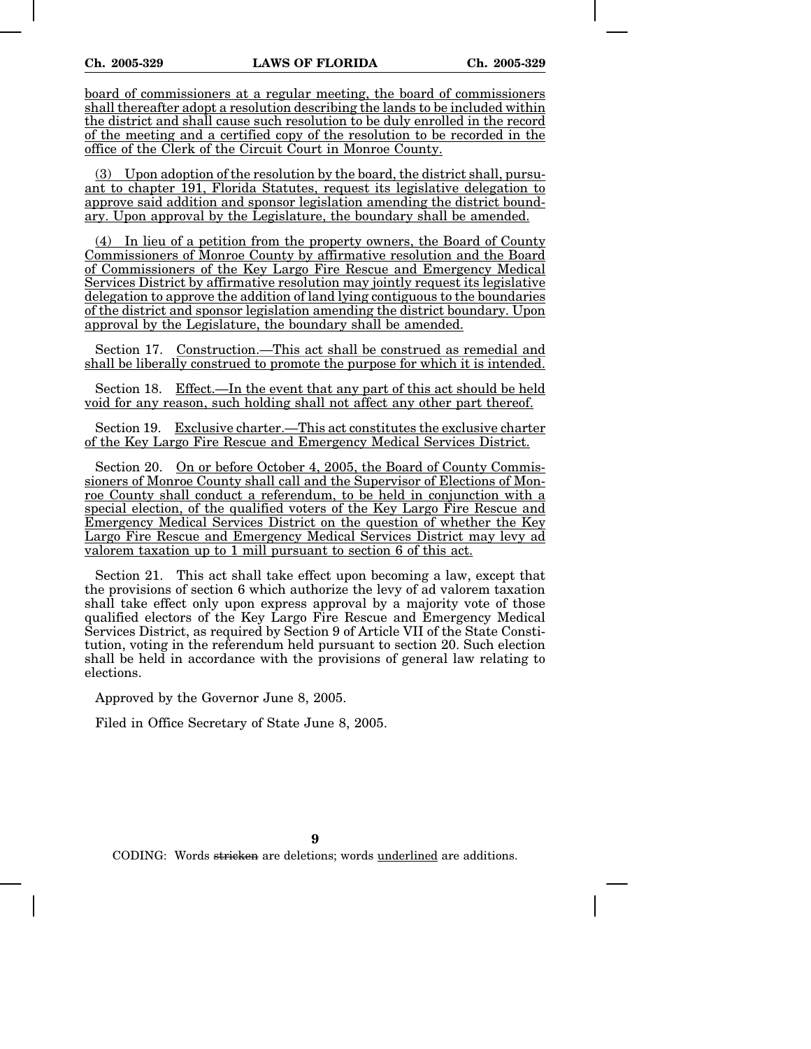board of commissioners at a regular meeting, the board of commissioners shall thereafter adopt a resolution describing the lands to be included within the district and shall cause such resolution to be duly enrolled in the record of the meeting and a certified copy of the resolution to be recorded in the office of the Clerk of the Circuit Court in Monroe County.

(3) Upon adoption of the resolution by the board, the district shall, pursuant to chapter 191, Florida Statutes, request its legislative delegation to approve said addition and sponsor legislation amending the district boundary. Upon approval by the Legislature, the boundary shall be amended.

(4) In lieu of a petition from the property owners, the Board of County Commissioners of Monroe County by affirmative resolution and the Board of Commissioners of the Key Largo Fire Rescue and Emergency Medical Services District by affirmative resolution may jointly request its legislative delegation to approve the addition of land lying contiguous to the boundaries of the district and sponsor legislation amending the district boundary. Upon approval by the Legislature, the boundary shall be amended.

Section 17. Construction.—This act shall be construed as remedial and shall be liberally construed to promote the purpose for which it is intended.

Section 18. Effect.—In the event that any part of this act should be held void for any reason, such holding shall not affect any other part thereof.

Section 19. Exclusive charter.—This act constitutes the exclusive charter of the Key Largo Fire Rescue and Emergency Medical Services District.

Section 20. On or before October 4, 2005, the Board of County Commissioners of Monroe County shall call and the Supervisor of Elections of Monroe County shall conduct a referendum, to be held in conjunction with a special election, of the qualified voters of the Key Largo Fire Rescue and Emergency Medical Services District on the question of whether the Key Largo Fire Rescue and Emergency Medical Services District may levy ad valorem taxation up to 1 mill pursuant to section 6 of this act.

Section 21. This act shall take effect upon becoming a law, except that the provisions of section 6 which authorize the levy of ad valorem taxation shall take effect only upon express approval by a majority vote of those qualified electors of the Key Largo Fire Rescue and Emergency Medical Services District, as required by Section 9 of Article VII of the State Constitution, voting in the referendum held pursuant to section 20. Such election shall be held in accordance with the provisions of general law relating to elections.

Approved by the Governor June 8, 2005.

Filed in Office Secretary of State June 8, 2005.

CODING: Words ~~stricken~~ are deletions; words underlined are additions.